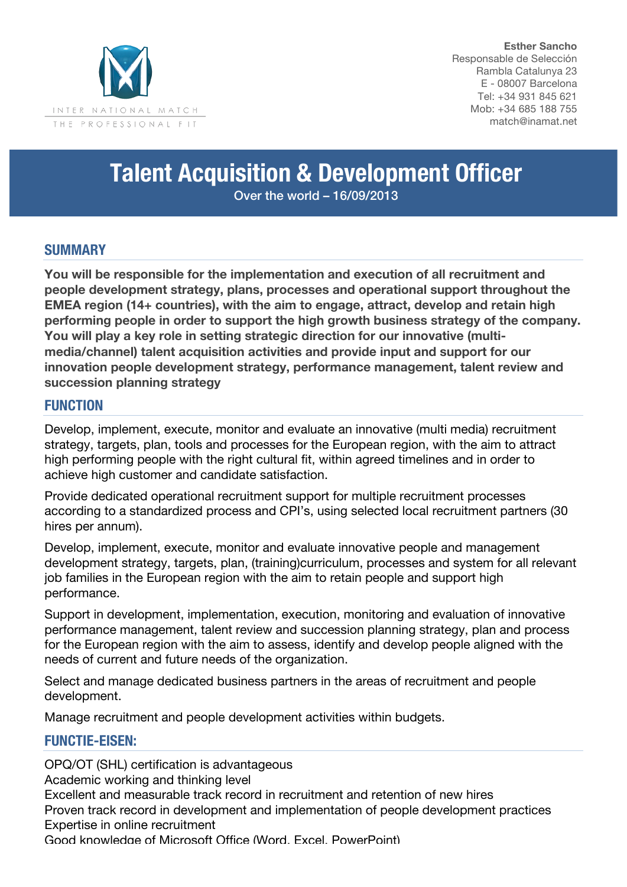INTER NATIONAL MATCH
THE PROFESSIONAL FIT

**Esther Sancho**
Responsable de Selección
Rambla Catalunya 23
E - 08007 Barcelona
Tel: +34 931 845 621
Mob: +34 685 188 755
match@inamat.net

# Talent Acquisition & Development Officer

Over the world – 16/09/2013

## SUMMARY

**You will be responsible for the implementation and execution of all recruitment and people development strategy, plans, processes and operational support throughout the EMEA region (14+ countries), with the aim to engage, attract, develop and retain high performing people in order to support the high growth business strategy of the company. You will play a key role in setting strategic direction for our innovative (multi-media/channel) talent acquisition activities and provide input and support for our innovation people development strategy, performance management, talent review and succession planning strategy**

## FUNCTION

Develop, implement, execute, monitor and evaluate an innovative (multi media) recruitment strategy, targets, plan, tools and processes for the European region, with the aim to attract high performing people with the right cultural fit, within agreed timelines and in order to achieve high customer and candidate satisfaction.

Provide dedicated operational recruitment support for multiple recruitment processes according to a standardized process and CPI's, using selected local recruitment partners (30 hires per annum).

Develop, implement, execute, monitor and evaluate innovative people and management development strategy, targets, plan, (training)curriculum, processes and system for all relevant job families in the European region with the aim to retain people and support high performance.

Support in development, implementation, execution, monitoring and evaluation of innovative performance management, talent review and succession planning strategy, plan and process for the European region with the aim to assess, identify and develop people aligned with the needs of current and future needs of the organization.

Select and manage dedicated business partners in the areas of recruitment and people development.

Manage recruitment and people development activities within budgets.

## FUNCTIE-EISEN:

OPQ/OT (SHL) certification is advantageous
Academic working and thinking level
Excellent and measurable track record in recruitment and retention of new hires
Proven track record in development and implementation of people development practices
Expertise in online recruitment
Good knowledge of Microsoft Office (Word, Excel, PowerPoint)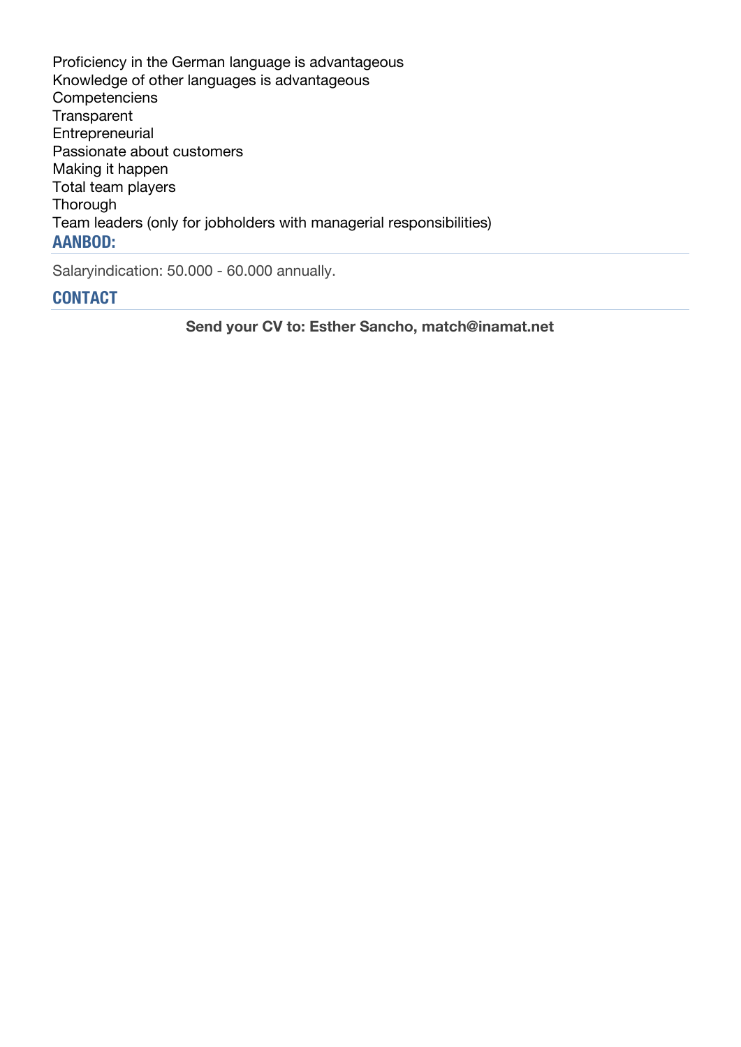Proficiency in the German language is advantageous
Knowledge of other languages is advantageous
Competenciens
Transparent
Entrepreneurial
Passionate about customers
Making it happen
Total team players
Thorough
Team leaders (only for jobholders with managerial responsibilities)

## AANBOD:

Salaryindication: 50.000 - 60.000 annually.

## CONTACT

**Send your CV to: Esther Sancho, match@inamat.net**